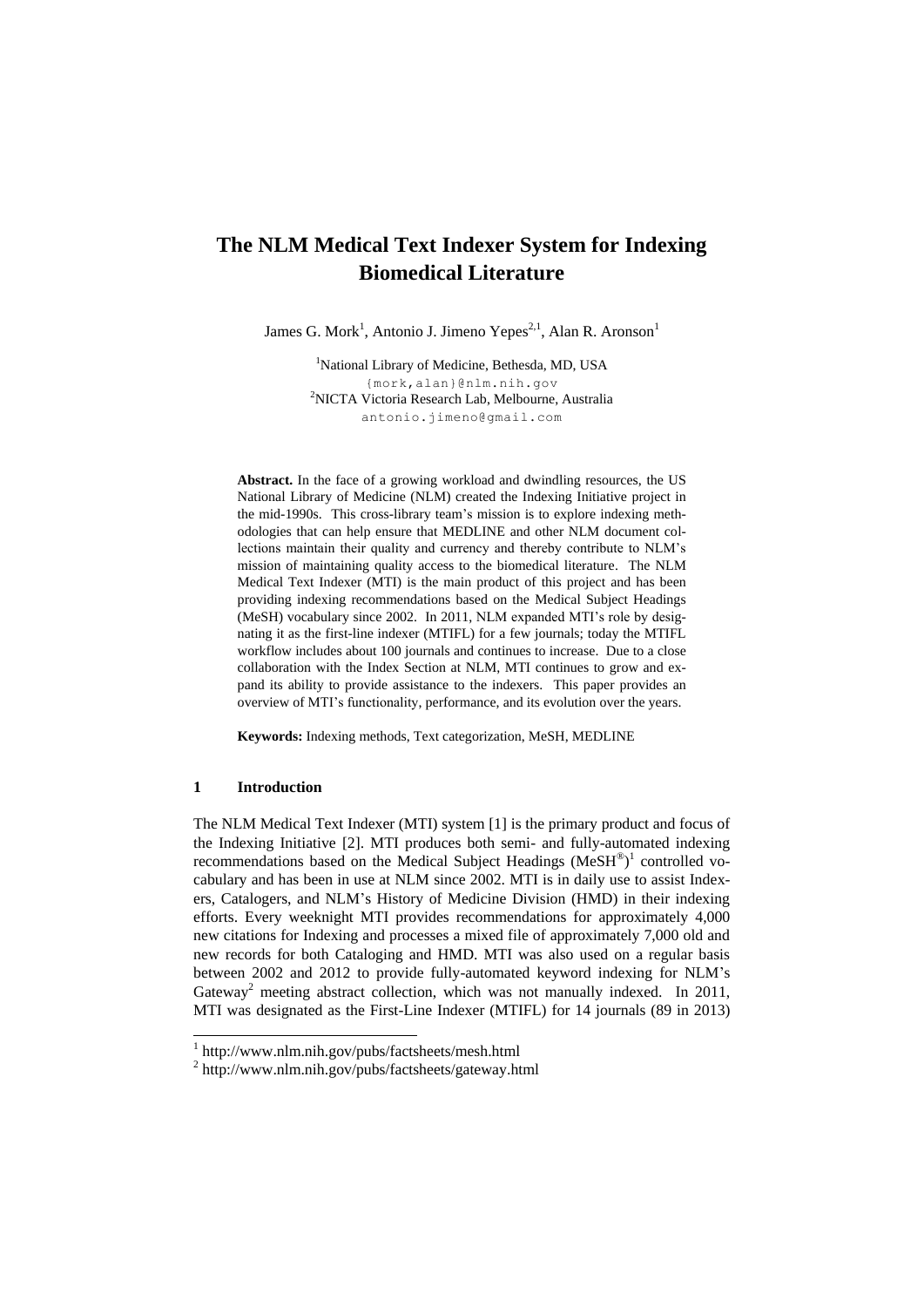# The NLM Medical Text Indexer System for Indexing Biomedical Literature

James G. Mork[1], Antonio J. Jimeno Yepes[2,1], Alan R. Aronson[1]

[1]National Library of Medicine, Bethesda, MD, USA
{mork,alan}@nlm.nih.gov
[2]NICTA Victoria Research Lab, Melbourne, Australia
antonio.jimeno@gmail.com

**Abstract.** In the face of a growing workload and dwindling resources, the US National Library of Medicine (NLM) created the Indexing Initiative project in the mid-1990s. This cross-library team's mission is to explore indexing methodologies that can help ensure that MEDLINE and other NLM document collections maintain their quality and currency and thereby contribute to NLM's mission of maintaining quality access to the biomedical literature. The NLM Medical Text Indexer (MTI) is the main product of this project and has been providing indexing recommendations based on the Medical Subject Headings (MeSH) vocabulary since 2002. In 2011, NLM expanded MTI's role by designating it as the first-line indexer (MTIFL) for a few journals; today the MTIFL workflow includes about 100 journals and continues to increase. Due to a close collaboration with the Index Section at NLM, MTI continues to grow and expand its ability to provide assistance to the indexers. This paper provides an overview of MTI's functionality, performance, and its evolution over the years.

**Keywords:** Indexing methods, Text categorization, MeSH, MEDLINE

## 1 Introduction

The NLM Medical Text Indexer (MTI) system [1] is the primary product and focus of the Indexing Initiative [2]. MTI produces both semi- and fully-automated indexing recommendations based on the Medical Subject Headings (MeSH®)[1] controlled vocabulary and has been in use at NLM since 2002. MTI is in daily use to assist Indexers, Catalogers, and NLM's History of Medicine Division (HMD) in their indexing efforts. Every weeknight MTI provides recommendations for approximately 4,000 new citations for Indexing and processes a mixed file of approximately 7,000 old and new records for both Cataloging and HMD. MTI was also used on a regular basis between 2002 and 2012 to provide fully-automated keyword indexing for NLM's Gateway[2] meeting abstract collection, which was not manually indexed. In 2011, MTI was designated as the First-Line Indexer (MTIFL) for 14 journals (89 in 2013)

[1] http://www.nlm.nih.gov/pubs/factsheets/mesh.html

[2] http://www.nlm.nih.gov/pubs/factsheets/gateway.html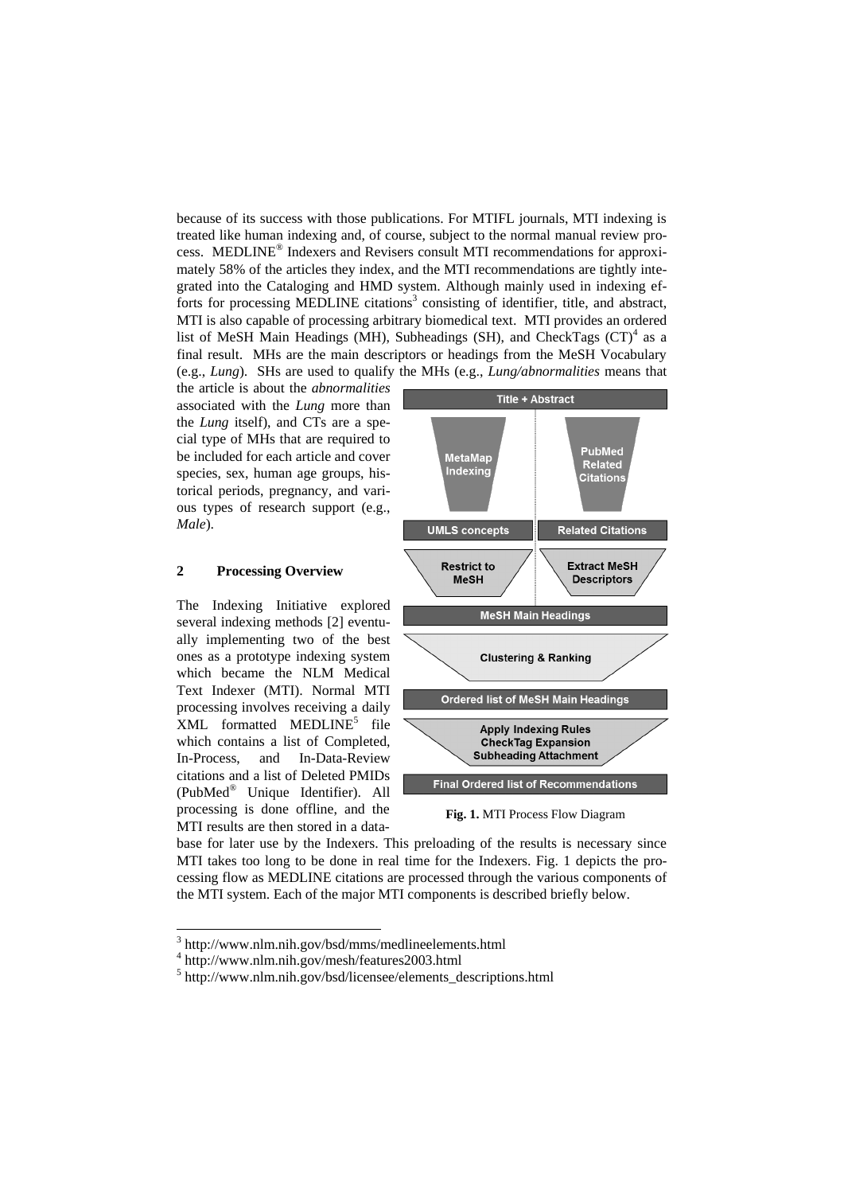because of its success with those publications. For MTIFL journals, MTI indexing is treated like human indexing and, of course, subject to the normal manual review process. MEDLINE® Indexers and Revisers consult MTI recommendations for approximately 58% of the articles they index, and the MTI recommendations are tightly integrated into the Cataloging and HMD system. Although mainly used in indexing efforts for processing MEDLINE citations[3] consisting of identifier, title, and abstract, MTI is also capable of processing arbitrary biomedical text. MTI provides an ordered list of MeSH Main Headings (MH), Subheadings (SH), and CheckTags (CT)[4] as a final result. MHs are the main descriptors or headings from the MeSH Vocabulary (e.g., *Lung*). SHs are used to qualify the MHs (e.g., *Lung/abnormalities* means that the article is about the *abnormalities* associated with the *Lung* more than the *Lung* itself), and CTs are a special type of MHs that are required to be included for each article and cover species, sex, human age groups, historical periods, pregnancy, and various types of research support (e.g., *Male*).

## 2 Processing Overview

The Indexing Initiative explored several indexing methods [2] eventually implementing two of the best ones as a prototype indexing system which became the NLM Medical Text Indexer (MTI). Normal MTI processing involves receiving a daily XML formatted MEDLINE[5] file which contains a list of Completed, In-Process, and In-Data-Review citations and a list of Deleted PMIDs (PubMed® Unique Identifier). All processing is done offline, and the MTI results are then stored in a database for later use by the Indexers. This preloading of the results is necessary since MTI takes too long to be done in real time for the Indexers. Fig. 1 depicts the processing flow as MEDLINE citations are processed through the various components of the MTI system. Each of the major MTI components is described briefly below.

Title + Abstract → MetaMap Indexing / PubMed Related Citations → UMLS concepts / Related Citations → Restrict to MeSH / Extract MeSH Descriptors → MeSH Main Headings → Clustering & Ranking → Ordered list of MeSH Main Headings → Apply Indexing Rules, CheckTag Expansion, Subheading Attachment → Final Ordered list of Recommendations

**Fig. 1.** MTI Process Flow Diagram

[3] http://www.nlm.nih.gov/bsd/mms/medlineelements.html

[4] http://www.nlm.nih.gov/mesh/features2003.html

[5] http://www.nlm.nih.gov/bsd/licensee/elements_descriptions.html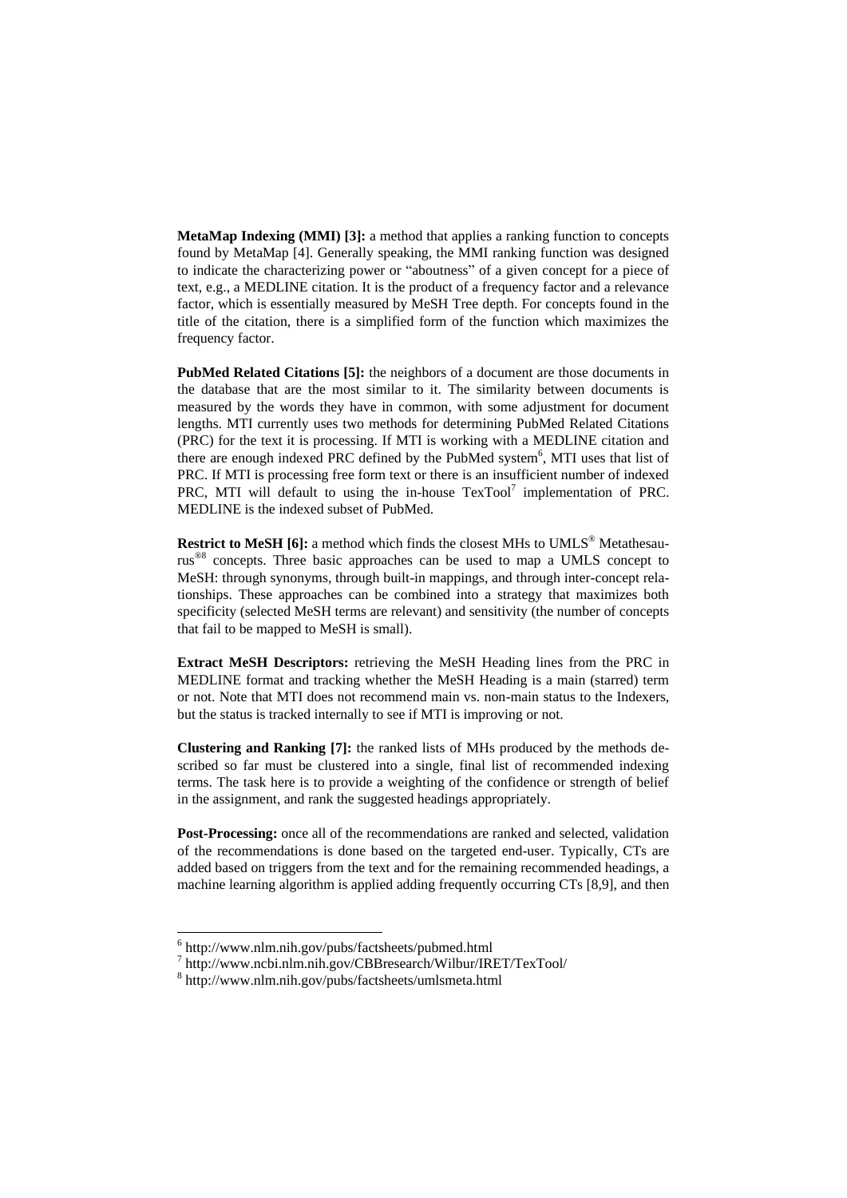**MetaMap Indexing (MMI) [3]:** a method that applies a ranking function to concepts found by MetaMap [4]. Generally speaking, the MMI ranking function was designed to indicate the characterizing power or "aboutness" of a given concept for a piece of text, e.g., a MEDLINE citation. It is the product of a frequency factor and a relevance factor, which is essentially measured by MeSH Tree depth. For concepts found in the title of the citation, there is a simplified form of the function which maximizes the frequency factor.

**PubMed Related Citations [5]:** the neighbors of a document are those documents in the database that are the most similar to it. The similarity between documents is measured by the words they have in common, with some adjustment for document lengths. MTI currently uses two methods for determining PubMed Related Citations (PRC) for the text it is processing. If MTI is working with a MEDLINE citation and there are enough indexed PRC defined by the PubMed system[6], MTI uses that list of PRC. If MTI is processing free form text or there is an insufficient number of indexed PRC, MTI will default to using the in-house TextTool[7] implementation of PRC. MEDLINE is the indexed subset of PubMed.

**Restrict to MeSH [6]:** a method which finds the closest MHs to UMLS® Metathesaurus®[8] concepts. Three basic approaches can be used to map a UMLS concept to MeSH: through synonyms, through built-in mappings, and through inter-concept relationships. These approaches can be combined into a strategy that maximizes both specificity (selected MeSH terms are relevant) and sensitivity (the number of concepts that fail to be mapped to MeSH is small).

**Extract MeSH Descriptors:** retrieving the MeSH Heading lines from the PRC in MEDLINE format and tracking whether the MeSH Heading is a main (starred) term or not. Note that MTI does not recommend main vs. non-main status to the Indexers, but the status is tracked internally to see if MTI is improving or not.

**Clustering and Ranking [7]:** the ranked lists of MHs produced by the methods described so far must be clustered into a single, final list of recommended indexing terms. The task here is to provide a weighting of the confidence or strength of belief in the assignment, and rank the suggested headings appropriately.

**Post-Processing:** once all of the recommendations are ranked and selected, validation of the recommendations is done based on the targeted end-user. Typically, CTs are added based on triggers from the text and for the remaining recommended headings, a machine learning algorithm is applied adding frequently occurring CTs [8,9], and then

---

[6] http://www.nlm.nih.gov/pubs/factsheets/pubmed.html

[7] http://www.ncbi.nlm.nih.gov/CBBresearch/Wilbur/IRET/TextTool/

[8] http://www.nlm.nih.gov/pubs/factsheets/umlsmeta.html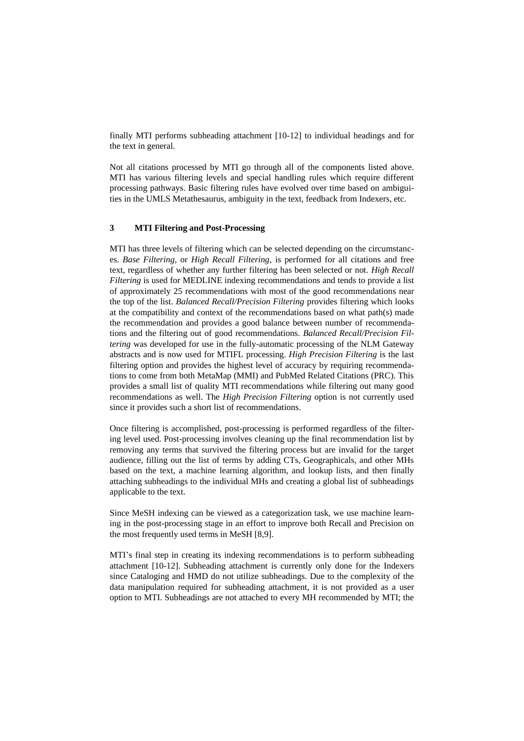finally MTI performs subheading attachment [10-12] to individual headings and for the text in general.

Not all citations processed by MTI go through all of the components listed above. MTI has various filtering levels and special handling rules which require different processing pathways. Basic filtering rules have evolved over time based on ambiguities in the UMLS Metathesaurus, ambiguity in the text, feedback from Indexers, etc.

## 3 MTI Filtering and Post-Processing

MTI has three levels of filtering which can be selected depending on the circumstances. *Base Filtering*, or *High Recall Filtering*, is performed for all citations and free text, regardless of whether any further filtering has been selected or not. *High Recall Filtering* is used for MEDLINE indexing recommendations and tends to provide a list of approximately 25 recommendations with most of the good recommendations near the top of the list. *Balanced Recall/Precision Filtering* provides filtering which looks at the compatibility and context of the recommendations based on what path(s) made the recommendation and provides a good balance between number of recommendations and the filtering out of good recommendations. *Balanced Recall/Precision Filtering* was developed for use in the fully-automatic processing of the NLM Gateway abstracts and is now used for MTIFL processing. *High Precision Filtering* is the last filtering option and provides the highest level of accuracy by requiring recommendations to come from both MetaMap (MMI) and PubMed Related Citations (PRC). This provides a small list of quality MTI recommendations while filtering out many good recommendations as well. The *High Precision Filtering* option is not currently used since it provides such a short list of recommendations.

Once filtering is accomplished, post-processing is performed regardless of the filtering level used. Post-processing involves cleaning up the final recommendation list by removing any terms that survived the filtering process but are invalid for the target audience, filling out the list of terms by adding CTs, Geographicals, and other MHs based on the text, a machine learning algorithm, and lookup lists, and then finally attaching subheadings to the individual MHs and creating a global list of subheadings applicable to the text.

Since MeSH indexing can be viewed as a categorization task, we use machine learning in the post-processing stage in an effort to improve both Recall and Precision on the most frequently used terms in MeSH [8,9].

MTI's final step in creating its indexing recommendations is to perform subheading attachment [10-12]. Subheading attachment is currently only done for the Indexers since Cataloging and HMD do not utilize subheadings. Due to the complexity of the data manipulation required for subheading attachment, it is not provided as a user option to MTI. Subheadings are not attached to every MH recommended by MTI; the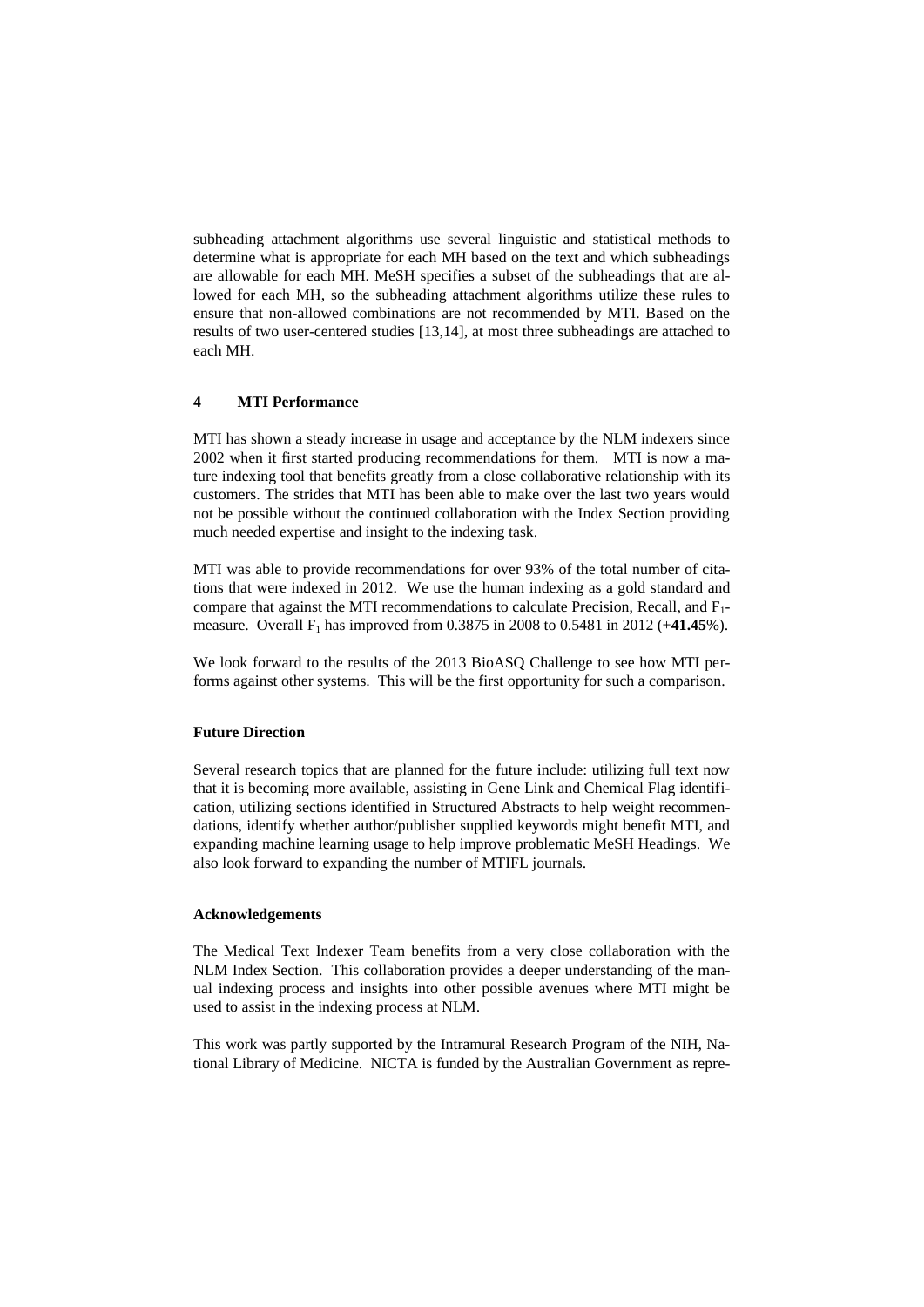subheading attachment algorithms use several linguistic and statistical methods to determine what is appropriate for each MH based on the text and which subheadings are allowable for each MH. MeSH specifies a subset of the subheadings that are allowed for each MH, so the subheading attachment algorithms utilize these rules to ensure that non-allowed combinations are not recommended by MTI. Based on the results of two user-centered studies [13,14], at most three subheadings are attached to each MH.

## 4 MTI Performance

MTI has shown a steady increase in usage and acceptance by the NLM indexers since 2002 when it first started producing recommendations for them. MTI is now a mature indexing tool that benefits greatly from a close collaborative relationship with its customers. The strides that MTI has been able to make over the last two years would not be possible without the continued collaboration with the Index Section providing much needed expertise and insight to the indexing task.

MTI was able to provide recommendations for over 93% of the total number of citations that were indexed in 2012. We use the human indexing as a gold standard and compare that against the MTI recommendations to calculate Precision, Recall, and $F_1$-measure. Overall $F_1$ has improved from 0.3875 in 2008 to 0.5481 in 2012 (+**41.45**%).

We look forward to the results of the 2013 BioASQ Challenge to see how MTI performs against other systems. This will be the first opportunity for such a comparison.

### Future Direction

Several research topics that are planned for the future include: utilizing full text now that it is becoming more available, assisting in Gene Link and Chemical Flag identification, utilizing sections identified in Structured Abstracts to help weight recommendations, identify whether author/publisher supplied keywords might benefit MTI, and expanding machine learning usage to help improve problematic MeSH Headings. We also look forward to expanding the number of MTIFL journals.

### Acknowledgements

The Medical Text Indexer Team benefits from a very close collaboration with the NLM Index Section. This collaboration provides a deeper understanding of the manual indexing process and insights into other possible avenues where MTI might be used to assist in the indexing process at NLM.

This work was partly supported by the Intramural Research Program of the NIH, National Library of Medicine. NICTA is funded by the Australian Government as repre-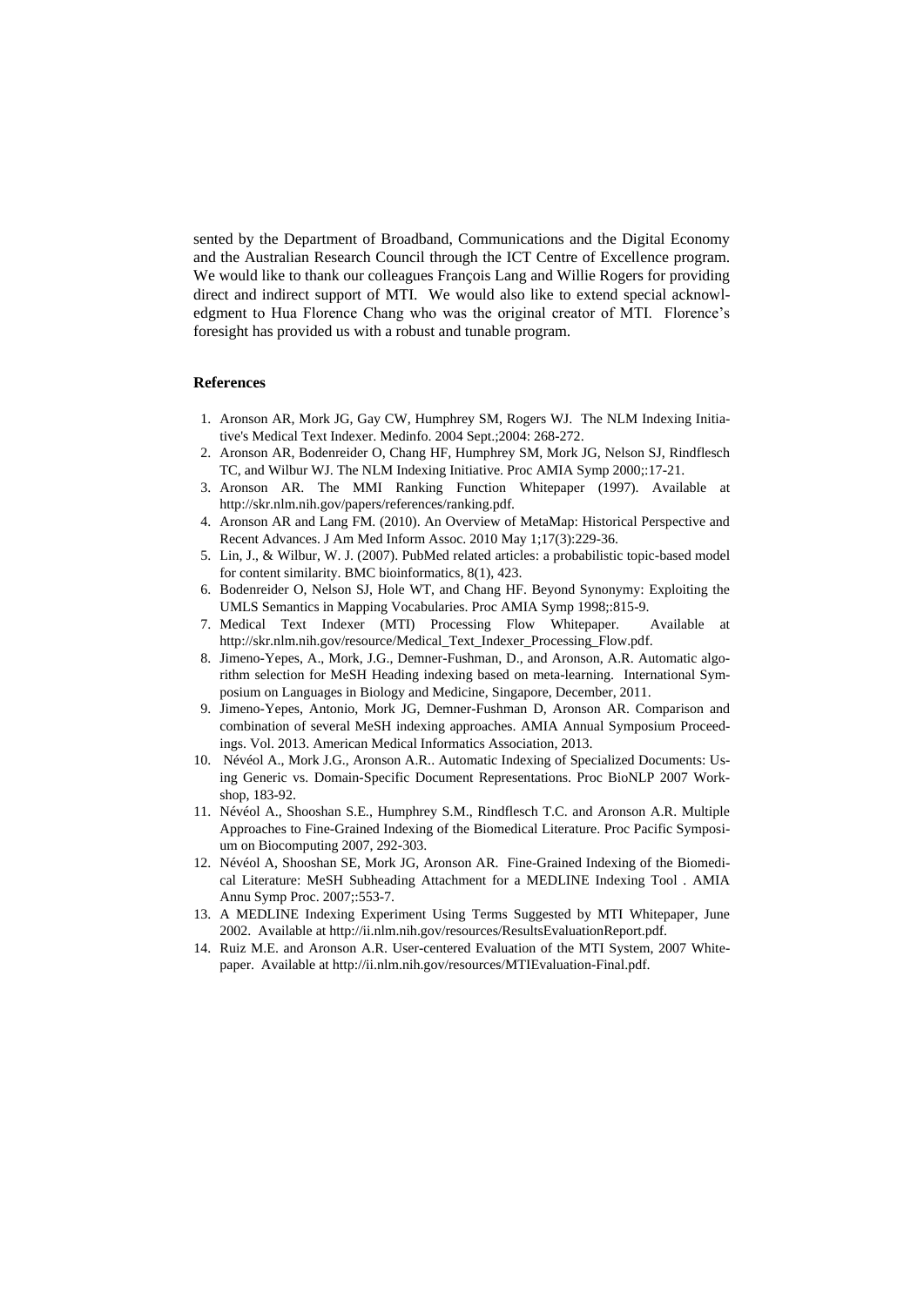sented by the Department of Broadband, Communications and the Digital Economy and the Australian Research Council through the ICT Centre of Excellence program. We would like to thank our colleagues François Lang and Willie Rogers for providing direct and indirect support of MTI. We would also like to extend special acknowledgment to Hua Florence Chang who was the original creator of MTI. Florence's foresight has provided us with a robust and tunable program.

## References

1. Aronson AR, Mork JG, Gay CW, Humphrey SM, Rogers WJ. The NLM Indexing Initiative's Medical Text Indexer. Medinfo. 2004 Sept.;2004: 268-272.
2. Aronson AR, Bodenreider O, Chang HF, Humphrey SM, Mork JG, Nelson SJ, Rindflesch TC, and Wilbur WJ. The NLM Indexing Initiative. Proc AMIA Symp 2000;:17-21.
3. Aronson AR. The MMI Ranking Function Whitepaper (1997). Available at http://skr.nlm.nih.gov/papers/references/ranking.pdf.
4. Aronson AR and Lang FM. (2010). An Overview of MetaMap: Historical Perspective and Recent Advances. J Am Med Inform Assoc. 2010 May 1;17(3):229-36.
5. Lin, J., & Wilbur, W. J. (2007). PubMed related articles: a probabilistic topic-based model for content similarity. BMC bioinformatics, 8(1), 423.
6. Bodenreider O, Nelson SJ, Hole WT, and Chang HF. Beyond Synonymy: Exploiting the UMLS Semantics in Mapping Vocabularies. Proc AMIA Symp 1998;:815-9.
7. Medical Text Indexer (MTI) Processing Flow Whitepaper. Available at http://skr.nlm.nih.gov/resource/Medical_Text_Indexer_Processing_Flow.pdf.
8. Jimeno-Yepes, A., Mork, J.G., Demner-Fushman, D., and Aronson, A.R. Automatic algorithm selection for MeSH Heading indexing based on meta-learning. International Symposium on Languages in Biology and Medicine, Singapore, December, 2011.
9. Jimeno-Yepes, Antonio, Mork JG, Demner-Fushman D, Aronson AR. Comparison and combination of several MeSH indexing approaches. AMIA Annual Symposium Proceedings. Vol. 2013. American Medical Informatics Association, 2013.
10. Névéol A., Mork J.G., Aronson A.R.. Automatic Indexing of Specialized Documents: Using Generic vs. Domain-Specific Document Representations. Proc BioNLP 2007 Workshop, 183-92.
11. Névéol A., Shooshan S.E., Humphrey S.M., Rindflesch T.C. and Aronson A.R. Multiple Approaches to Fine-Grained Indexing of the Biomedical Literature. Proc Pacific Symposium on Biocomputing 2007, 292-303.
12. Névéol A, Shooshan SE, Mork JG, Aronson AR. Fine-Grained Indexing of the Biomedical Literature: MeSH Subheading Attachment for a MEDLINE Indexing Tool . AMIA Annu Symp Proc. 2007;:553-7.
13. A MEDLINE Indexing Experiment Using Terms Suggested by MTI Whitepaper, June 2002. Available at http://ii.nlm.nih.gov/resources/ResultsEvaluationReport.pdf.
14. Ruiz M.E. and Aronson A.R. User-centered Evaluation of the MTI System, 2007 Whitepaper. Available at http://ii.nlm.nih.gov/resources/MTIEvaluation-Final.pdf.